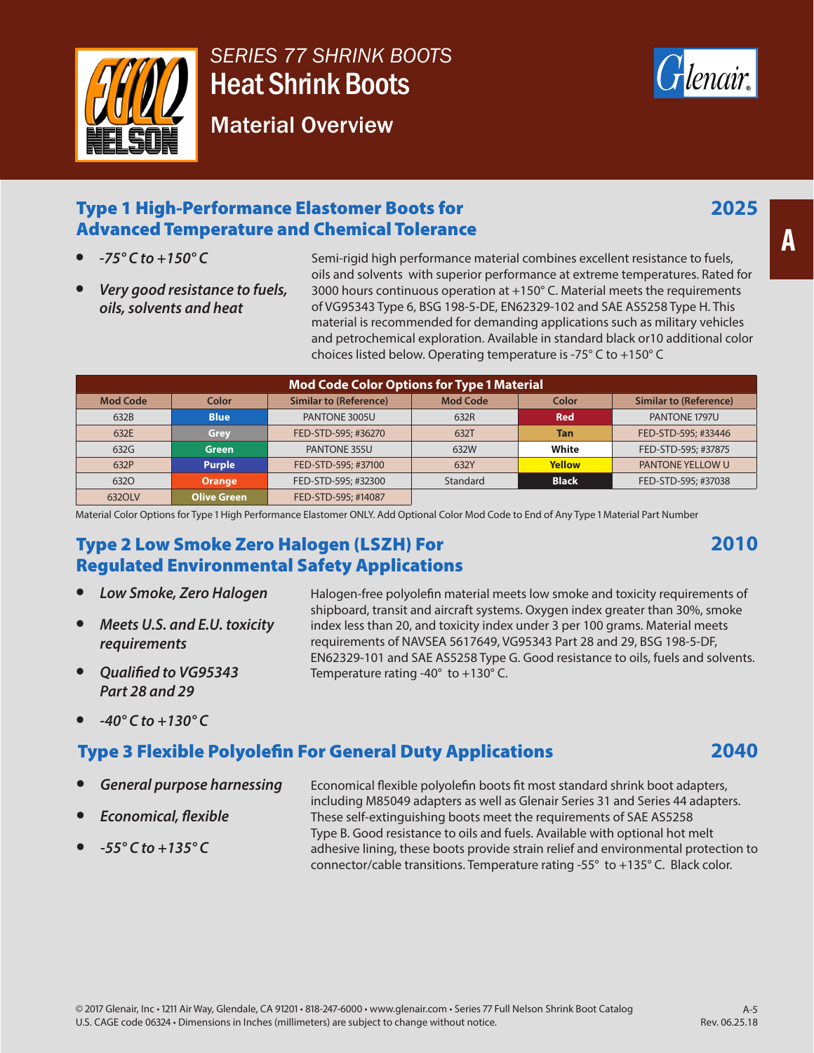# SERIES 77 SHRINK BOOTS

# Heat Shrink Boots

## Material Overview

## Type 1 High-Performance Elastomer Boots for Advanced Temperature and Chemical Tolerance

**2025**

- *-75° C to +150° C*
- *Very good resistance to fuels, oils, solvents and heat*

Semi-rigid high performance material combines excellent resistance to fuels, oils and solvents with superior performance at extreme temperatures. Rated for 3000 hours continuous operation at +150° C. Material meets the requirements of VG95343 Type 6, BSG 198-5-DE, EN62329-102 and SAE AS5258 Type H. This material is recommended for demanding applications such as military vehicles and petrochemical exploration. Available in standard black or10 additional color choices listed below. Operating temperature is -75° C to +150° C

| Mod Code Color Options for Type 1 Material | | | | | |
|---|---|---|---|---|---|
| Mod Code | Color | Similar to (Reference) | Mod Code | Color | Similar to (Reference) |
| 632B | Blue | PANTONE 3005U | 632R | Red | PANTONE 1797U |
| 632E | Grey | FED-STD-595; #36270 | 632T | Tan | FED-STD-595; #33446 |
| 632G | Green | PANTONE 355U | 632W | White | FED-STD-595; #37875 |
| 632P | Purple | FED-STD-595; #37100 | 632Y | Yellow | PANTONE YELLOW U |
| 632O | Orange | FED-STD-595; #32300 | Standard | Black | FED-STD-595; #37038 |
| 632OLV | Olive Green | FED-STD-595; #14087 | | | |

Material Color Options for Type 1 High Performance Elastomer ONLY. Add Optional Color Mod Code to End of Any Type 1 Material Part Number

## Type 2 Low Smoke Zero Halogen (LSZH) For Regulated Environmental Safety Applications

**2010**

- *Low Smoke, Zero Halogen*
- *Meets U.S. and E.U. toxicity requirements*
- *Qualified to VG95343 Part 28 and 29*
- *-40° C to +130° C*

Halogen-free polyolefin material meets low smoke and toxicity requirements of shipboard, transit and aircraft systems. Oxygen index greater than 30%, smoke index less than 20, and toxicity index under 3 per 100 grams. Material meets requirements of NAVSEA 5617649, VG95343 Part 28 and 29, BSG 198-5-DF, EN62329-101 and SAE AS5258 Type G. Good resistance to oils, fuels and solvents. Temperature rating -40° to +130° C.

## Type 3 Flexible Polyolefin For General Duty Applications

**2040**

- *General purpose harnessing*
- *Economical, flexible*
- *-55° C to +135° C*

Economical flexible polyolefin boots fit most standard shrink boot adapters, including M85049 adapters as well as Glenair Series 31 and Series 44 adapters. These self-extinguishing boots meet the requirements of SAE AS5258 Type B. Good resistance to oils and fuels. Available with optional hot melt adhesive lining, these boots provide strain relief and environmental protection to connector/cable transitions. Temperature rating -55° to +135° C. Black color.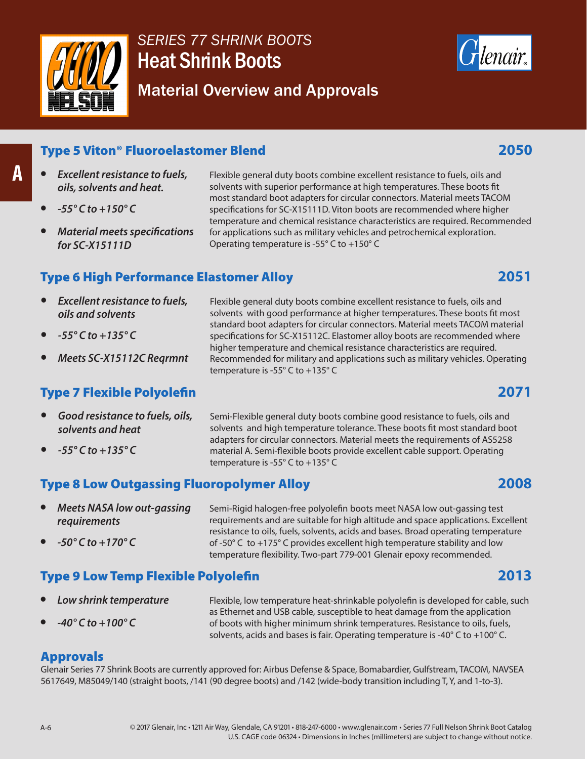# SERIES 77 SHRINK BOOTS

# Heat Shrink Boots

## Material Overview and Approvals

### Type 5 Viton® Fluoroelastomer Blend — 2050

- ***Excellent resistance to fuels, oils, solvents and heat.***
- ***-55° C to +150° C***
- ***Material meets specifications for SC-X15111D***

Flexible general duty boots combine excellent resistance to fuels, oils and solvents with superior performance at high temperatures. These boots fit most standard boot adapters for circular connectors. Material meets TACOM specifications for SC-X15111D. Viton boots are recommended where higher temperature and chemical resistance characteristics are required. Recommended for applications such as military vehicles and petrochemical exploration. Operating temperature is -55° C to +150° C

### Type 6 High Performance Elastomer Alloy — 2051

- ***Excellent resistance to fuels, oils and solvents***
- ***-55° C to +135° C***
- ***Meets SC-X15112C Reqrmnt***

Flexible general duty boots combine excellent resistance to fuels, oils and solvents with good performance at higher temperatures. These boots fit most standard boot adapters for circular connectors. Material meets TACOM material specifications for SC-X15112C. Elastomer alloy boots are recommended where higher temperature and chemical resistance characteristics are required. Recommended for military and applications such as military vehicles. Operating temperature is -55° C to +135° C

### Type 7 Flexible Polyolefin — 2071

- ***Good resistance to fuels, oils, solvents and heat***
- ***-55° C to +135° C***

Semi-Flexible general duty boots combine good resistance to fuels, oils and solvents and high temperature tolerance. These boots fit most standard boot adapters for circular connectors. Material meets the requirements of AS5258 material A. Semi-flexible boots provide excellent cable support. Operating temperature is -55° C to +135° C

### Type 8 Low Outgassing Fluoropolymer Alloy — 2008

- ***Meets NASA low out-gassing requirements***
- ***-50° C to +170° C***

Semi-Rigid halogen-free polyolefin boots meet NASA low out-gassing test requirements and are suitable for high altitude and space applications. Excellent resistance to oils, fuels, solvents, acids and bases. Broad operating temperature of -50° C to +175° C provides excellent high temperature stability and low temperature flexibility. Two-part 779-001 Glenair epoxy recommended.

### Type 9 Low Temp Flexible Polyolefin — 2013

- ***Low shrink temperature***
- ***-40° C to +100° C***

Flexible, low temperature heat-shrinkable polyolefin is developed for cable, such as Ethernet and USB cable, susceptible to heat damage from the application of boots with higher minimum shrink temperatures. Resistance to oils, fuels, solvents, acids and bases is fair. Operating temperature is -40° C to +100° C.

### Approvals

Glenair Series 77 Shrink Boots are currently approved for: Airbus Defense & Space, Bomabardier, Gulfstream, TACOM, NAVSEA 5617649, M85049/140 (straight boots, /141 (90 degree boots) and /142 (wide-body transition including T, Y, and 1-to-3).